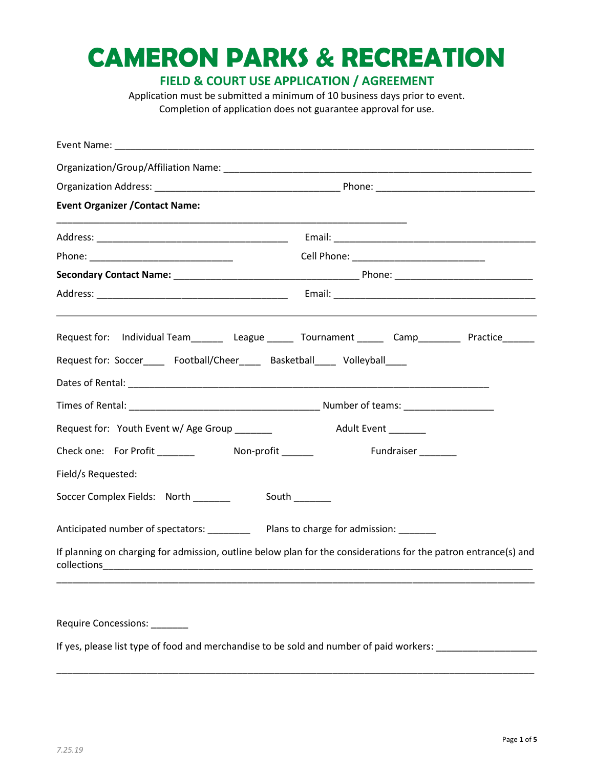# CAMERON PARKS & RECREATION

## FIELD & COURT USE APPLICATION / AGREEMENT

Application must be submitted a minimum of 10 business days prior to event.
Completion of application does not guarantee approval for use.

Event Name: ______________________________________________________________________________

Organization/Group/Affiliation Name: ________________________________________________________

Organization Address: _________________________________ Phone: _____________________________

**Event Organizer /Contact Name:**

______________________________________________________________

Address: __________________________________ Email: ____________________________________

Phone: __________________________ Cell Phone: ________________________

**Secondary Contact Name:** _________________________________ Phone: _________________________

Address: __________________________________ Email: ____________________________________

---

Request for: Individual Team______ League _____ Tournament _____ Camp________ Practice______

Request for: Soccer____ Football/Cheer____ Basketball____ Volleyball____

Dates of Rental: ________________________________________________________________

Times of Rental: __________________________________ Number of teams: ________________

Request for: Youth Event w/ Age Group _______ Adult Event _______

Check one: For Profit _______ Non-profit ______ Fundraiser _______

Field/s Requested:

Soccer Complex Fields: North _______ South _______

Anticipated number of spectators: ________ Plans to charge for admission: _______

If planning on charging for admission, outline below plan for the considerations for the patron entrance(s) and collections____________________________________________________________________________

______________________________________________________________________________________

Require Concessions: _______

If yes, please list type of food and merchandise to be sold and number of paid workers: __________________

______________________________________________________________________________________

*7.25.19*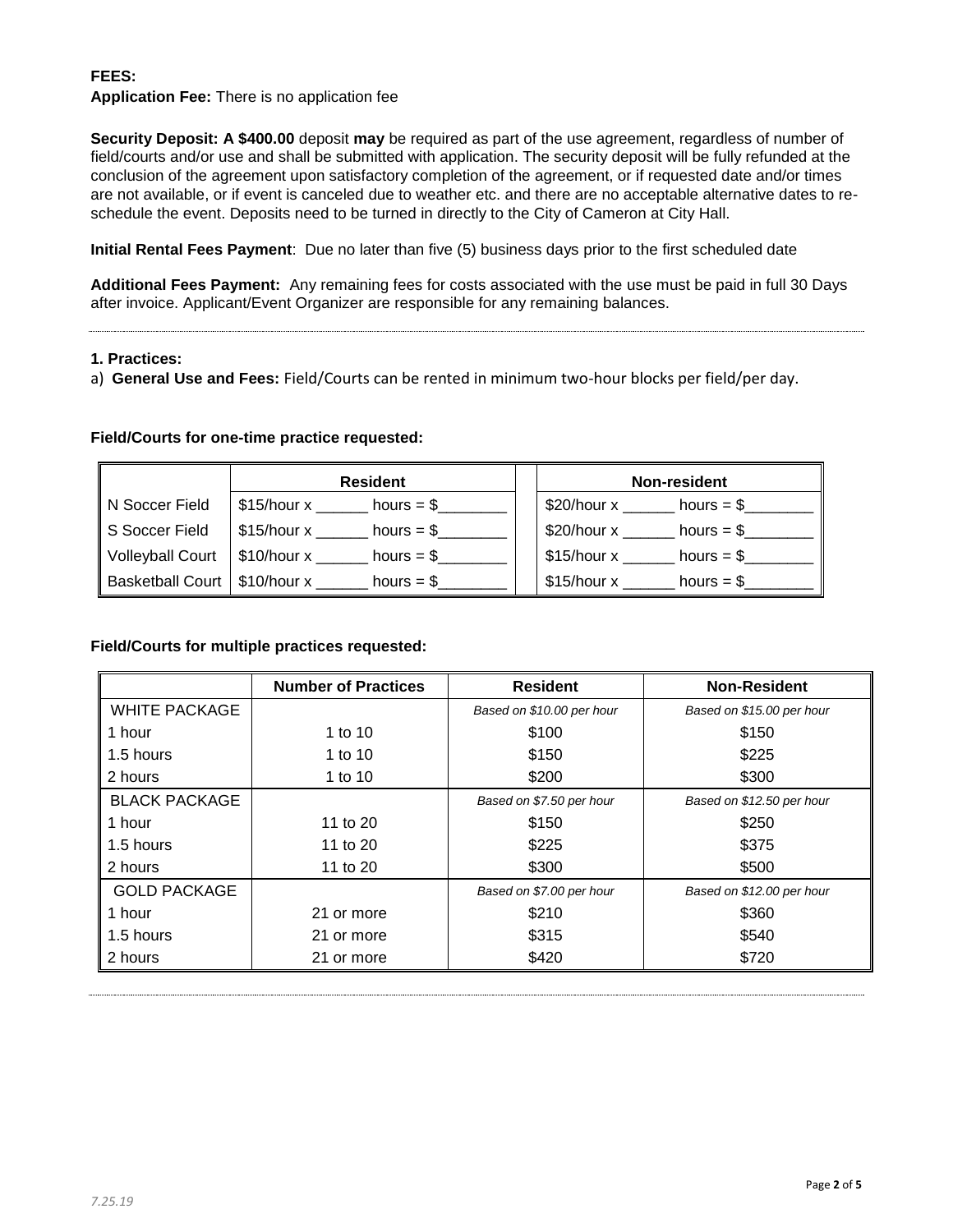**FEES:**

**Application Fee:** There is no application fee

**Security Deposit: A $400.00** deposit **may** be required as part of the use agreement, regardless of number of field/courts and/or use and shall be submitted with application. The security deposit will be fully refunded at the conclusion of the agreement upon satisfactory completion of the agreement, or if requested date and/or times are not available, or if event is canceled due to weather etc. and there are no acceptable alternative dates to re-schedule the event. Deposits need to be turned in directly to the City of Cameron at City Hall.

**Initial Rental Fees Payment**: Due no later than five (5) business days prior to the first scheduled date

**Additional Fees Payment:** Any remaining fees for costs associated with the use must be paid in full 30 Days after invoice. Applicant/Event Organizer are responsible for any remaining balances.

---

**1. Practices:**

a) **General Use and Fees:** Field/Courts can be rented in minimum two-hour blocks per field/per day.

**Field/Courts for one-time practice requested:**

| | Resident | Non-resident |
|---|---|---|
| N Soccer Field | $15/hour x ______ hours = $________ | $20/hour x ______ hours = $________ |
| S Soccer Field | $15/hour x ______ hours = $________ | $20/hour x ______ hours = $________ |
| Volleyball Court | $10/hour x ______ hours = $________ | $15/hour x ______ hours = $________ |
| Basketball Court | $10/hour x ______ hours = $________ | $15/hour x ______ hours = $________ |

**Field/Courts for multiple practices requested:**

| | Number of Practices | Resident | Non-Resident |
|---|---|---|---|
| WHITE PACKAGE | | *Based on $10.00 per hour* | *Based on $15.00 per hour* |
| 1 hour | 1 to 10 | $100 | $150 |
| 1.5 hours | 1 to 10 | $150 | $225 |
| 2 hours | 1 to 10 | $200 | $300 |
| BLACK PACKAGE | | *Based on $7.50 per hour* | *Based on $12.50 per hour* |
| 1 hour | 11 to 20 | $150 | $250 |
| 1.5 hours | 11 to 20 | $225 | $375 |
| 2 hours | 11 to 20 | $300 | $500 |
| GOLD PACKAGE | | *Based on $7.00 per hour* | *Based on $12.00 per hour* |
| 1 hour | 21 or more | $210 | $360 |
| 1.5 hours | 21 or more | $315 | $540 |
| 2 hours | 21 or more | $420 | $720 |

---

*7.25.19*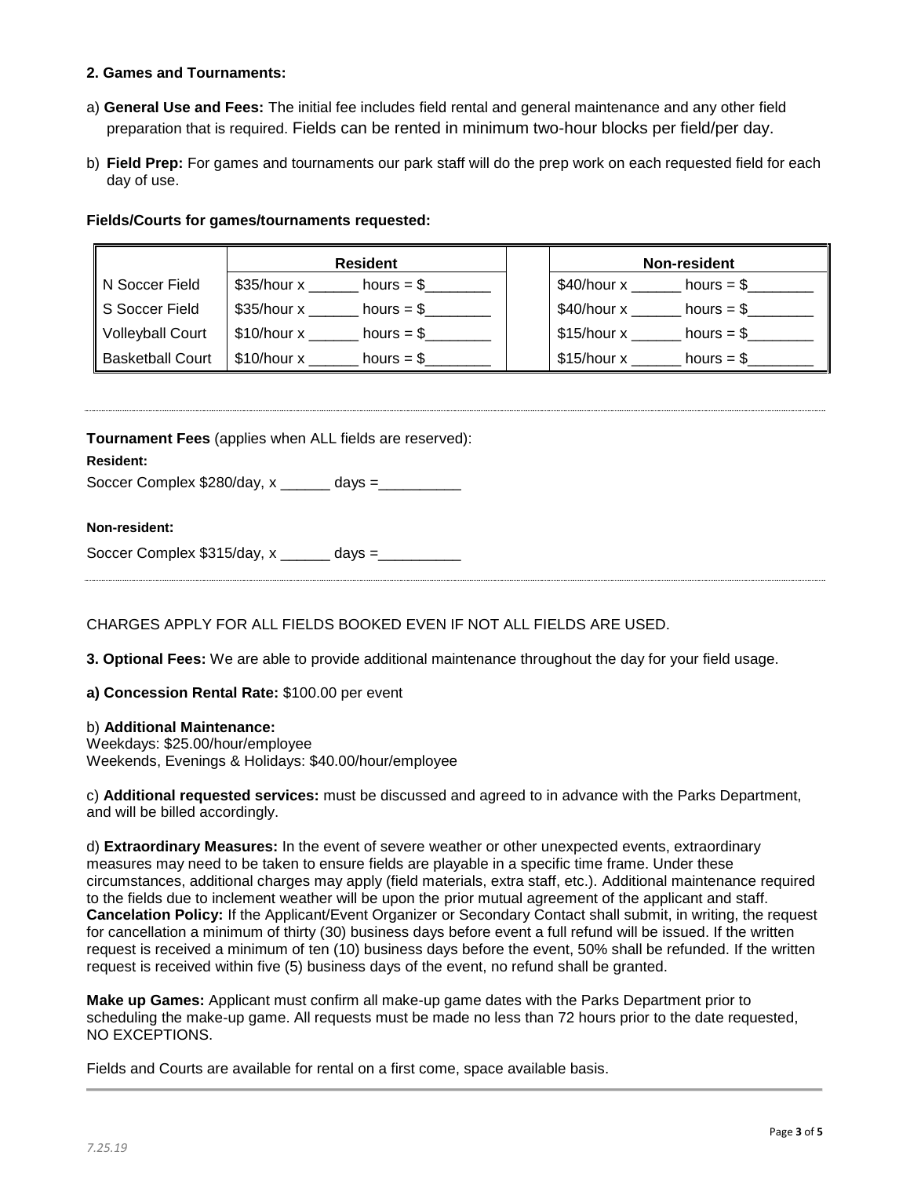**2. Games and Tournaments:**

a) **General Use and Fees:** The initial fee includes field rental and general maintenance and any other field preparation that is required. Fields can be rented in minimum two-hour blocks per field/per day.

b) **Field Prep:** For games and tournaments our park staff will do the prep work on each requested field for each day of use.

**Fields/Courts for games/tournaments requested:**

| | Resident | | Non-resident |
|---|---|---|---|
| N Soccer Field | $35/hour x ______ hours = $________ | | $40/hour x ______ hours = $________ |
| S Soccer Field | $35/hour x ______ hours = $________ | | $40/hour x ______ hours = $________ |
| Volleyball Court | $10/hour x ______ hours = $________ | | $15/hour x ______ hours = $________ |
| Basketball Court | $10/hour x ______ hours = $________ | | $15/hour x ______ hours = $________ |

**Tournament Fees** (applies when ALL fields are reserved):

**Resident:**

Soccer Complex $280/day, x ______ days =__________

**Non-resident:**

Soccer Complex $315/day, x ______ days =__________

CHARGES APPLY FOR ALL FIELDS BOOKED EVEN IF NOT ALL FIELDS ARE USED.

**3. Optional Fees:** We are able to provide additional maintenance throughout the day for your field usage.

**a) Concession Rental Rate:** $100.00 per event

b) **Additional Maintenance:**
Weekdays: $25.00/hour/employee
Weekends, Evenings & Holidays: $40.00/hour/employee

c) **Additional requested services:** must be discussed and agreed to in advance with the Parks Department, and will be billed accordingly.

d) **Extraordinary Measures:** In the event of severe weather or other unexpected events, extraordinary measures may need to be taken to ensure fields are playable in a specific time frame. Under these circumstances, additional charges may apply (field materials, extra staff, etc.). Additional maintenance required to the fields due to inclement weather will be upon the prior mutual agreement of the applicant and staff.
**Cancelation Policy:** If the Applicant/Event Organizer or Secondary Contact shall submit, in writing, the request for cancellation a minimum of thirty (30) business days before event a full refund will be issued. If the written request is received a minimum of ten (10) business days before the event, 50% shall be refunded. If the written request is received within five (5) business days of the event, no refund shall be granted.

**Make up Games:** Applicant must confirm all make-up game dates with the Parks Department prior to scheduling the make-up game. All requests must be made no less than 72 hours prior to the date requested, NO EXCEPTIONS.

Fields and Courts are available for rental on a first come, space available basis.

*7.25.19*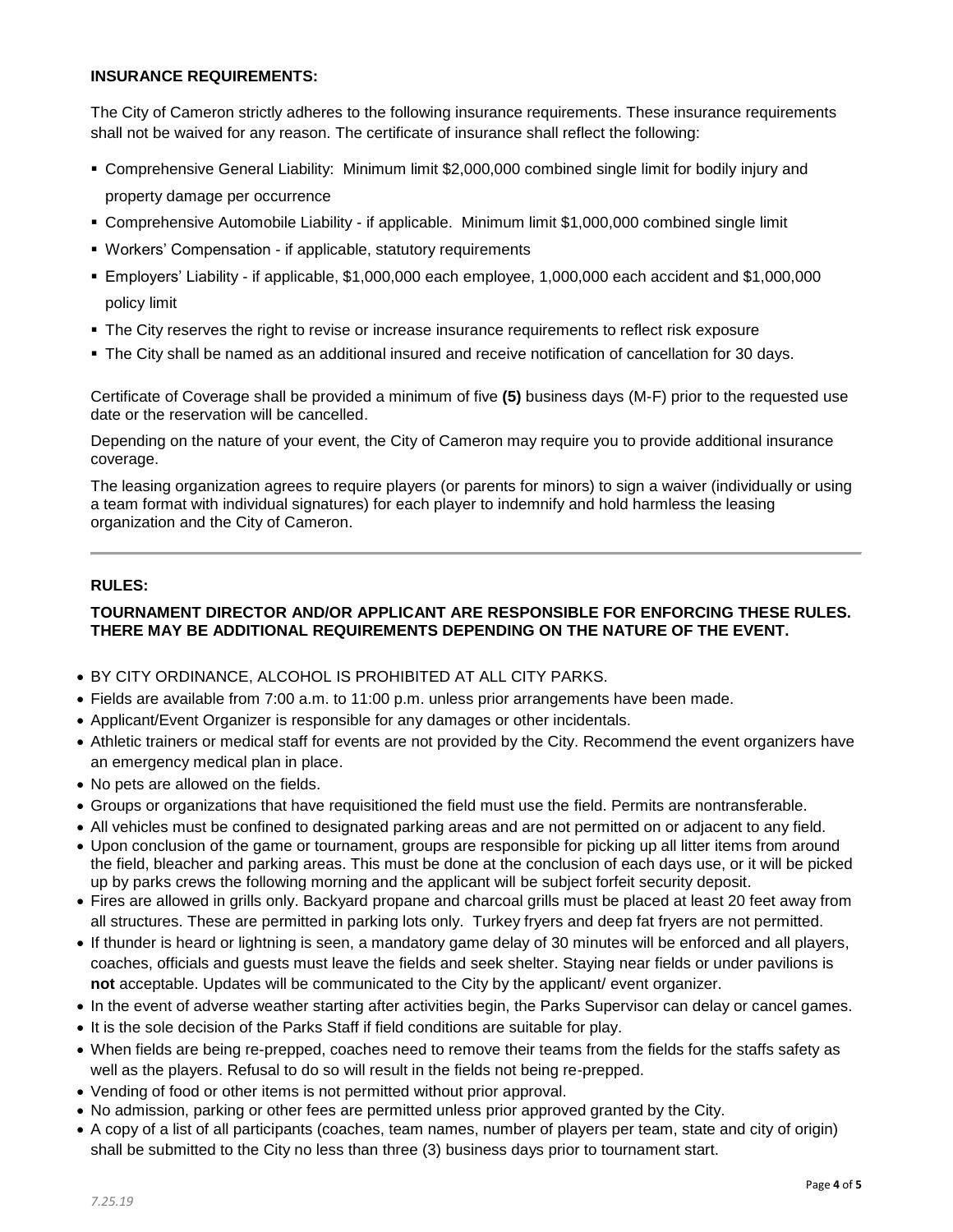**INSURANCE REQUIREMENTS:**

The City of Cameron strictly adheres to the following insurance requirements. These insurance requirements shall not be waived for any reason. The certificate of insurance shall reflect the following:

- Comprehensive General Liability: Minimum limit $2,000,000 combined single limit for bodily injury and property damage per occurrence
- Comprehensive Automobile Liability - if applicable. Minimum limit $1,000,000 combined single limit
- Workers' Compensation - if applicable, statutory requirements
- Employers' Liability - if applicable, $1,000,000 each employee, 1,000,000 each accident and $1,000,000 policy limit
- The City reserves the right to revise or increase insurance requirements to reflect risk exposure
- The City shall be named as an additional insured and receive notification of cancellation for 30 days.

Certificate of Coverage shall be provided a minimum of five **(5)** business days (M-F) prior to the requested use date or the reservation will be cancelled.

Depending on the nature of your event, the City of Cameron may require you to provide additional insurance coverage.

The leasing organization agrees to require players (or parents for minors) to sign a waiver (individually or using a team format with individual signatures) for each player to indemnify and hold harmless the leasing organization and the City of Cameron.

---

**RULES:**

**TOURNAMENT DIRECTOR AND/OR APPLICANT ARE RESPONSIBLE FOR ENFORCING THESE RULES. THERE MAY BE ADDITIONAL REQUIREMENTS DEPENDING ON THE NATURE OF THE EVENT.**

- BY CITY ORDINANCE, ALCOHOL IS PROHIBITED AT ALL CITY PARKS.
- Fields are available from 7:00 a.m. to 11:00 p.m. unless prior arrangements have been made.
- Applicant/Event Organizer is responsible for any damages or other incidentals.
- Athletic trainers or medical staff for events are not provided by the City. Recommend the event organizers have an emergency medical plan in place.
- No pets are allowed on the fields.
- Groups or organizations that have requisitioned the field must use the field. Permits are nontransferable.
- All vehicles must be confined to designated parking areas and are not permitted on or adjacent to any field.
- Upon conclusion of the game or tournament, groups are responsible for picking up all litter items from around the field, bleacher and parking areas. This must be done at the conclusion of each days use, or it will be picked up by parks crews the following morning and the applicant will be subject forfeit security deposit.
- Fires are allowed in grills only. Backyard propane and charcoal grills must be placed at least 20 feet away from all structures. These are permitted in parking lots only. Turkey fryers and deep fat fryers are not permitted.
- If thunder is heard or lightning is seen, a mandatory game delay of 30 minutes will be enforced and all players, coaches, officials and guests must leave the fields and seek shelter. Staying near fields or under pavilions is **not** acceptable. Updates will be communicated to the City by the applicant/ event organizer.
- In the event of adverse weather starting after activities begin, the Parks Supervisor can delay or cancel games.
- It is the sole decision of the Parks Staff if field conditions are suitable for play.
- When fields are being re-prepped, coaches need to remove their teams from the fields for the staffs safety as well as the players. Refusal to do so will result in the fields not being re-prepped.
- Vending of food or other items is not permitted without prior approval.
- No admission, parking or other fees are permitted unless prior approved granted by the City.
- A copy of a list of all participants (coaches, team names, number of players per team, state and city of origin) shall be submitted to the City no less than three (3) business days prior to tournament start.

*7.25.19*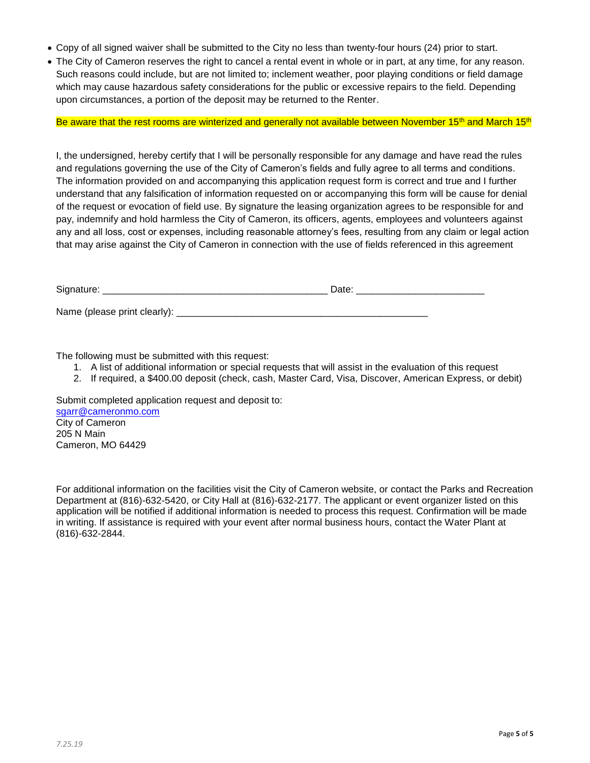- Copy of all signed waiver shall be submitted to the City no less than twenty-four hours (24) prior to start.
- The City of Cameron reserves the right to cancel a rental event in whole or in part, at any time, for any reason. Such reasons could include, but are not limited to; inclement weather, poor playing conditions or field damage which may cause hazardous safety considerations for the public or excessive repairs to the field. Depending upon circumstances, a portion of the deposit may be returned to the Renter.

Be aware that the rest rooms are winterized and generally not available between November 15th and March 15th

I, the undersigned, hereby certify that I will be personally responsible for any damage and have read the rules and regulations governing the use of the City of Cameron's fields and fully agree to all terms and conditions. The information provided on and accompanying this application request form is correct and true and I further understand that any falsification of information requested on or accompanying this form will be cause for denial of the request or evocation of field use. By signature the leasing organization agrees to be responsible for and pay, indemnify and hold harmless the City of Cameron, its officers, agents, employees and volunteers against any and all loss, cost or expenses, including reasonable attorney's fees, resulting from any claim or legal action that may arise against the City of Cameron in connection with the use of fields referenced in this agreement

Signature: ____________________________________________ Date: _________________________

Name (please print clearly): __________________________________________________

The following must be submitted with this request:

1. A list of additional information or special requests that will assist in the evaluation of this request
2. If required, a $400.00 deposit (check, cash, Master Card, Visa, Discover, American Express, or debit)

Submit completed application request and deposit to:
sgarr@cameronmo.com
City of Cameron
205 N Main
Cameron, MO 64429

For additional information on the facilities visit the City of Cameron website, or contact the Parks and Recreation Department at (816)-632-5420, or City Hall at (816)-632-2177. The applicant or event organizer listed on this application will be notified if additional information is needed to process this request. Confirmation will be made in writing. If assistance is required with your event after normal business hours, contact the Water Plant at (816)-632-2844.

*7.25.19*